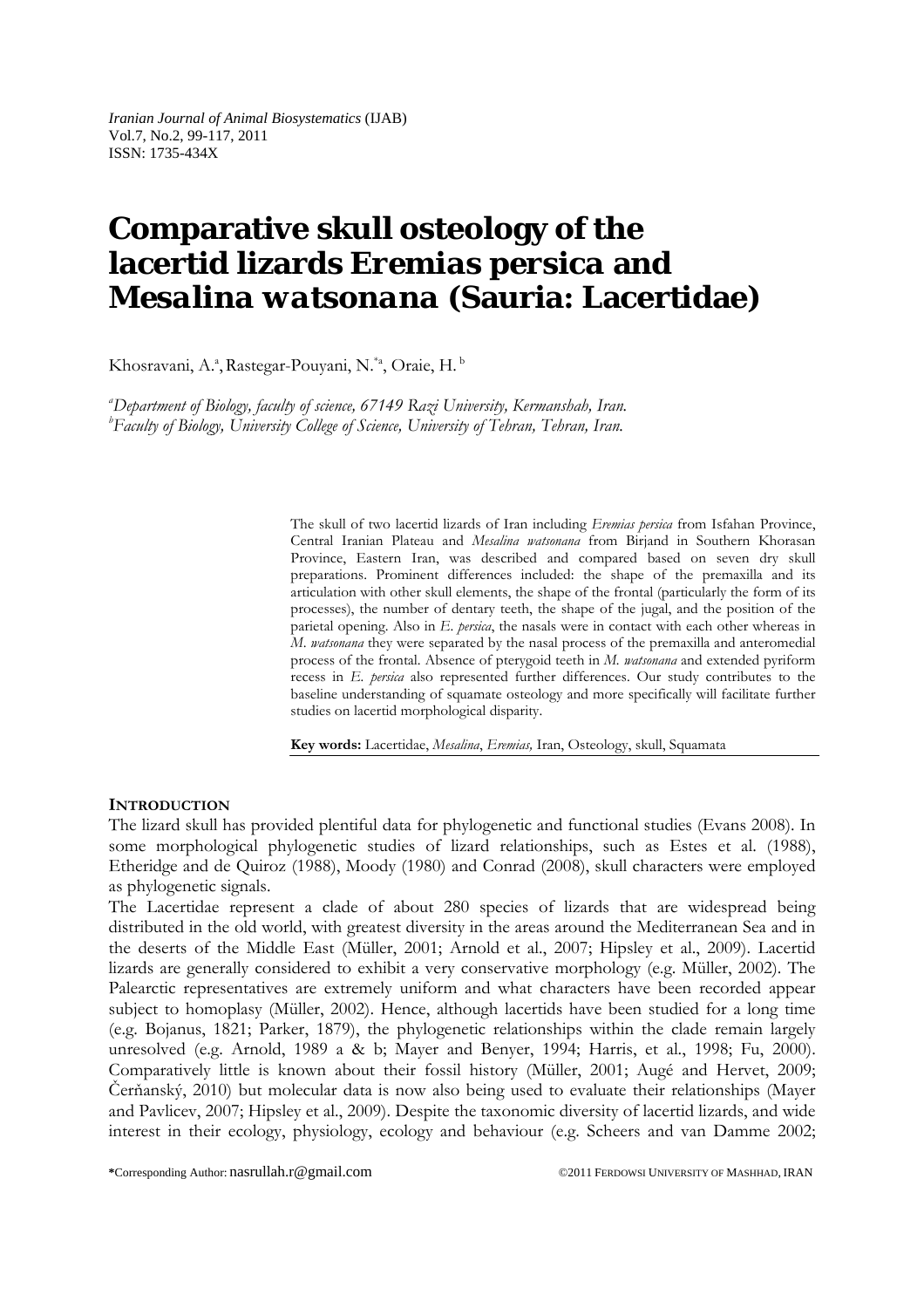*Iranian Journal of Animal Biosystematics* (IJAB)
Vol.7, No.2, 99-117, 2011
ISSN: 1735-434X

# Comparative skull osteology of the lacertid lizards Eremias persica and *Mesalina watsonana* (Sauria: Lacertidae)

Khosravani, A.[a], Rastegar-Pouyani, N.[*a], Oraie, H.[b]

[a]*Department of Biology, faculty of science, 67149 Razi University, Kermanshah, Iran.*
[b]*Faculty of Biology, University College of Science, University of Tehran, Tehran, Iran.*

The skull of two lacertid lizards of Iran including *Eremias persica* from Isfahan Province, Central Iranian Plateau and *Mesalina watsonana* from Birjand in Southern Khorasan Province, Eastern Iran, was described and compared based on seven dry skull preparations. Prominent differences included: the shape of the premaxilla and its articulation with other skull elements, the shape of the frontal (particularly the form of its processes), the number of dentary teeth, the shape of the jugal, and the position of the parietal opening. Also in *E. persica*, the nasals were in contact with each other whereas in *M. watsonana* they were separated by the nasal process of the premaxilla and anteromedial process of the frontal. Absence of pterygoid teeth in *M. watsonana* and extended pyriform recess in *E. persica* also represented further differences. Our study contributes to the baseline understanding of squamate osteology and more specifically will facilitate further studies on lacertid morphological disparity.

**Key words:** Lacertidae, *Mesalina*, *Eremias,* Iran, Osteology, skull, Squamata

## INTRODUCTION

The lizard skull has provided plentiful data for phylogenetic and functional studies (Evans 2008). In some morphological phylogenetic studies of lizard relationships, such as Estes et al. (1988), Etheridge and de Quiroz (1988), Moody (1980) and Conrad (2008), skull characters were employed as phylogenetic signals.

The Lacertidae represent a clade of about 280 species of lizards that are widespread being distributed in the old world, with greatest diversity in the areas around the Mediterranean Sea and in the deserts of the Middle East (Müller, 2001; Arnold et al., 2007; Hipsley et al., 2009). Lacertid lizards are generally considered to exhibit a very conservative morphology (e.g. Müller, 2002). The Palearctic representatives are extremely uniform and what characters have been recorded appear subject to homoplasy (Müller, 2002). Hence, although lacertids have been studied for a long time (e.g. Bojanus, 1821; Parker, 1879), the phylogenetic relationships within the clade remain largely unresolved (e.g. Arnold, 1989 a & b; Mayer and Benyer, 1994; Harris, et al., 1998; Fu, 2000). Comparatively little is known about their fossil history (Müller, 2001; Augé and Hervet, 2009; Čerňanský, 2010) but molecular data is now also being used to evaluate their relationships (Mayer and Pavlicev, 2007; Hipsley et al., 2009). Despite the taxonomic diversity of lacertid lizards, and wide interest in their ecology, physiology, ecology and behaviour (e.g. Scheers and van Damme 2002;

*Corresponding Author: nasrullah.r@gmail.com

©2011 FERDOWSI UNIVERSITY OF MASHHAD, IRAN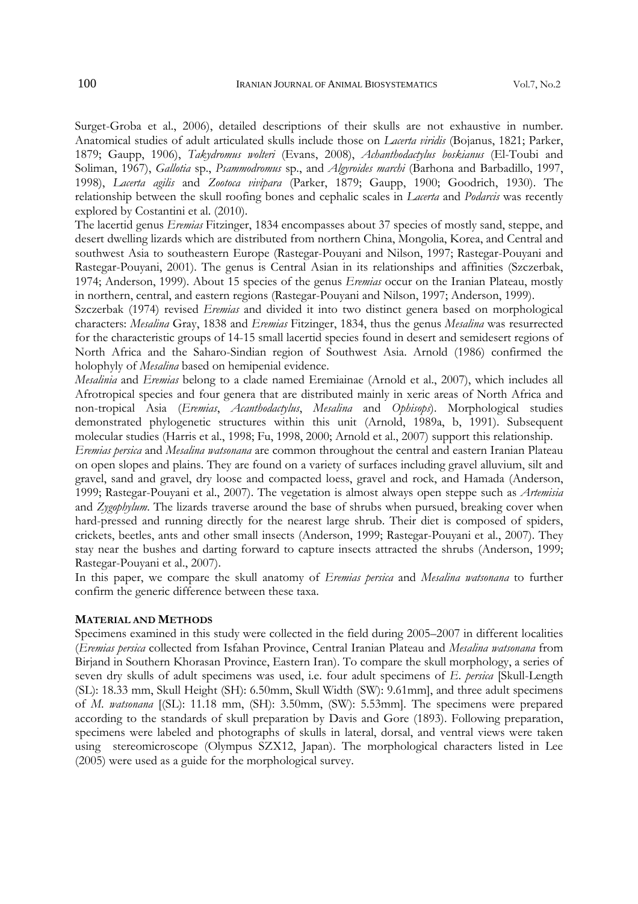Surget-Groba et al., 2006), detailed descriptions of their skulls are not exhaustive in number. Anatomical studies of adult articulated skulls include those on *Lacerta viridis* (Bojanus, 1821; Parker, 1879; Gaupp, 1906), *Takydromus wolteri* (Evans, 2008), *Achanthodactylus boskianus* (El-Toubi and Soliman, 1967), *Gallotia* sp., *Psammodromus* sp., and *Algyroides marchi* (Barhona and Barbadillo, 1997, 1998), *Lacerta agilis* and *Zootoca vivipara* (Parker, 1879; Gaupp, 1900; Goodrich, 1930). The relationship between the skull roofing bones and cephalic scales in *Lacerta* and *Podarcis* was recently explored by Costantini et al. (2010).

The lacertid genus *Eremias* Fitzinger, 1834 encompasses about 37 species of mostly sand, steppe, and desert dwelling lizards which are distributed from northern China, Mongolia, Korea, and Central and southwest Asia to southeastern Europe (Rastegar-Pouyani and Nilson, 1997; Rastegar-Pouyani and Rastegar-Pouyani, 2001). The genus is Central Asian in its relationships and affinities (Szczerbak, 1974; Anderson, 1999). About 15 species of the genus *Eremias* occur on the Iranian Plateau, mostly in northern, central, and eastern regions (Rastegar-Pouyani and Nilson, 1997; Anderson, 1999).

Szczerbak (1974) revised *Eremias* and divided it into two distinct genera based on morphological characters: *Mesalina* Gray, 1838 and *Eremias* Fitzinger, 1834, thus the genus *Mesalina* was resurrected for the characteristic groups of 14-15 small lacertid species found in desert and semidesert regions of North Africa and the Saharo-Sindian region of Southwest Asia. Arnold (1986) confirmed the holophyly of *Mesalina* based on hemipenial evidence.

*Mesalinia* and *Eremias* belong to a clade named Eremiainae (Arnold et al., 2007), which includes all Afrotropical species and four genera that are distributed mainly in xeric areas of North Africa and non-tropical Asia (*Eremias*, *Acanthodactylus*, *Mesalina* and *Ophisops*). Morphological studies demonstrated phylogenetic structures within this unit (Arnold, 1989a, b, 1991). Subsequent molecular studies (Harris et al., 1998; Fu, 1998, 2000; Arnold et al., 2007) support this relationship.

*Eremias persica* and *Mesalina watsonana* are common throughout the central and eastern Iranian Plateau on open slopes and plains. They are found on a variety of surfaces including gravel alluvium, silt and gravel, sand and gravel, dry loose and compacted loess, gravel and rock, and Hamada (Anderson, 1999; Rastegar-Pouyani et al., 2007). The vegetation is almost always open steppe such as *Artemisia* and *Zygophylum*. The lizards traverse around the base of shrubs when pursued, breaking cover when hard-pressed and running directly for the nearest large shrub. Their diet is composed of spiders, crickets, beetles, ants and other small insects (Anderson, 1999; Rastegar-Pouyani et al., 2007). They stay near the bushes and darting forward to capture insects attracted the shrubs (Anderson, 1999; Rastegar-Pouyani et al., 2007).

In this paper, we compare the skull anatomy of *Eremias persica* and *Mesalina watsonana* to further confirm the generic difference between these taxa.

## MATERIAL AND METHODS

Specimens examined in this study were collected in the field during 2005–2007 in different localities (*Eremias persica* collected from Isfahan Province, Central Iranian Plateau and *Mesalina watsonana* from Birjand in Southern Khorasan Province, Eastern Iran). To compare the skull morphology, a series of seven dry skulls of adult specimens was used, i.e. four adult specimens of *E. persica* [Skull-Length (SL): 18.33 mm, Skull Height (SH): 6.50mm, Skull Width (SW): 9.61mm], and three adult specimens of *M. watsonana* [(SL): 11.18 mm, (SH): 3.50mm, (SW): 5.53mm]. The specimens were prepared according to the standards of skull preparation by Davis and Gore (1893). Following preparation, specimens were labeled and photographs of skulls in lateral, dorsal, and ventral views were taken using stereomicroscope (Olympus SZX12, Japan). The morphological characters listed in Lee (2005) were used as a guide for the morphological survey.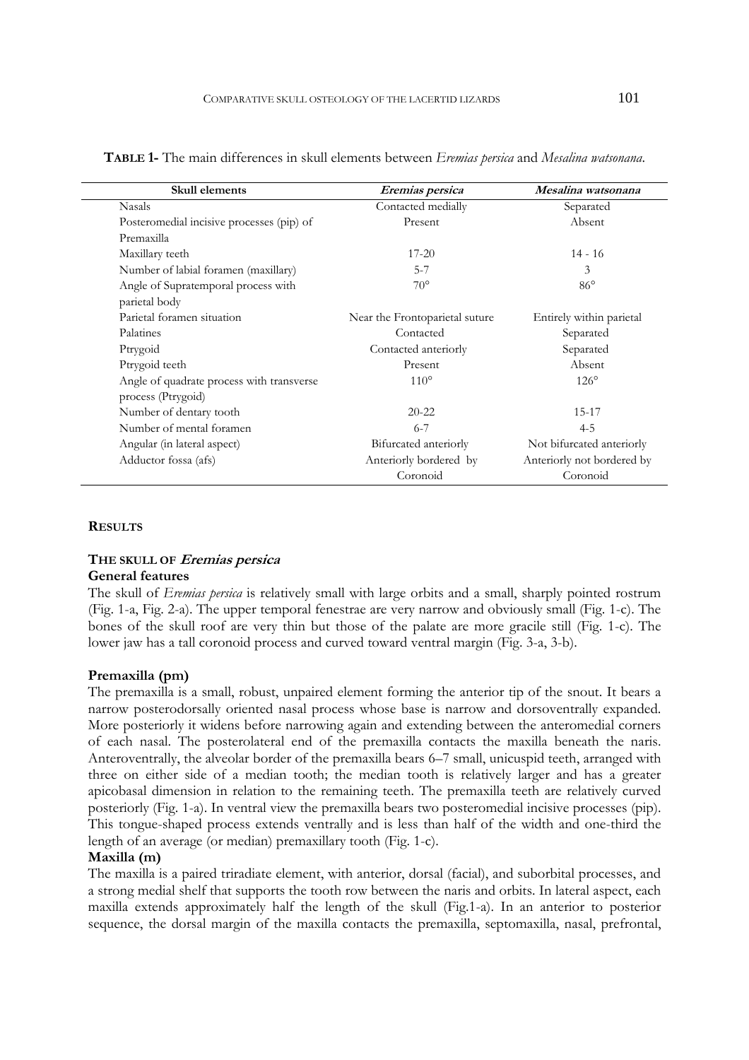**TABLE 1-** The main differences in skull elements between *Eremias persica* and *Mesalina watsonana*.

| Skull elements | *Eremias persica* | *Mesalina watsonana* |
|---|---|---|
| Nasals | Contacted medially | Separated |
| Posteromedial incisive processes (pip) of Premaxilla | Present | Absent |
| Maxillary teeth | 17-20 | 14 - 16 |
| Number of labial foramen (maxillary) | 5-7 | 3 |
| Angle of Supratemporal process with parietal body | 70° | 86° |
| Parietal foramen situation | Near the Frontoparietal suture | Entirely within parietal |
| Palatines | Contacted | Separated |
| Ptrygoid | Contacted anteriorly | Separated |
| Ptrygoid teeth | Present | Absent |
| Angle of quadrate process with transverse process (Ptrygoid) | 110° | 126° |
| Number of dentary tooth | 20-22 | 15-17 |
| Number of mental foramen | 6-7 | 4-5 |
| Angular (in lateral aspect) | Bifurcated anteriorly | Not bifurcated anteriorly |
| Adductor fossa (afs) | Anteriorly bordered by Coronoid | Anteriorly not bordered by Coronoid |

## RESULTS

### THE SKULL OF *Eremias persica*

#### General features

The skull of *Eremias persica* is relatively small with large orbits and a small, sharply pointed rostrum (Fig. 1-a, Fig. 2-a). The upper temporal fenestrae are very narrow and obviously small (Fig. 1-c). The bones of the skull roof are very thin but those of the palate are more gracile still (Fig. 1-c). The lower jaw has a tall coronoid process and curved toward ventral margin (Fig. 3-a, 3-b).

#### Premaxilla (pm)

The premaxilla is a small, robust, unpaired element forming the anterior tip of the snout. It bears a narrow posterodorsally oriented nasal process whose base is narrow and dorsoventrally expanded. More posteriorly it widens before narrowing again and extending between the anteromedial corners of each nasal. The posterolateral end of the premaxilla contacts the maxilla beneath the naris. Anteroventrally, the alveolar border of the premaxilla bears 6–7 small, unicuspid teeth, arranged with three on either side of a median tooth; the median tooth is relatively larger and has a greater apicobasal dimension in relation to the remaining teeth. The premaxilla teeth are relatively curved posteriorly (Fig. 1-a). In ventral view the premaxilla bears two posteromedial incisive processes (pip). This tongue-shaped process extends ventrally and is less than half of the width and one-third the length of an average (or median) premaxillary tooth (Fig. 1-c).

#### Maxilla (m)

The maxilla is a paired triradiate element, with anterior, dorsal (facial), and suborbital processes, and a strong medial shelf that supports the tooth row between the naris and orbits. In lateral aspect, each maxilla extends approximately half the length of the skull (Fig.1-a). In an anterior to posterior sequence, the dorsal margin of the maxilla contacts the premaxilla, septomaxilla, nasal, prefrontal,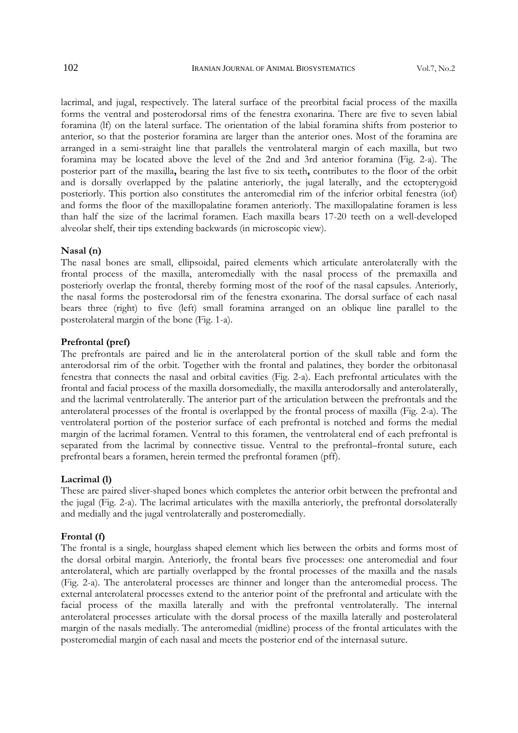lacrimal, and jugal, respectively. The lateral surface of the preorbital facial process of the maxilla forms the ventral and posterodorsal rims of the fenestra exonarina. There are five to seven labial foramina (lf) on the lateral surface. The orientation of the labial foramina shifts from posterior to anterior, so that the posterior foramina are larger than the anterior ones. Most of the foramina are arranged in a semi-straight line that parallels the ventrolateral margin of each maxilla, but two foramina may be located above the level of the 2nd and 3rd anterior foramina (Fig. 2-a). The posterior part of the maxilla**,** bearing the last five to six teeth**,** contributes to the floor of the orbit and is dorsally overlapped by the palatine anteriorly, the jugal laterally, and the ectopterygoid posteriorly. This portion also constitutes the anteromedial rim of the inferior orbital fenestra (iof) and forms the floor of the maxillopalatine foramen anteriorly. The maxillopalatine foramen is less than half the size of the lacrimal foramen. Each maxilla bears 17-20 teeth on a well-developed alveolar shelf, their tips extending backwards (in microscopic view).

**Nasal (n)**

Nasal bones are small, ellipsoidal, paired elements which articulate anterolaterally with the frontal process of the maxilla, anteromedially with the nasal process of the premaxilla and posteriorly overlap the frontal, thereby forming most of the roof of the nasal capsules. Anteriorly, the nasal forms the posterodorsal rim of the fenestra exonarina. The dorsal surface of each nasal bears three (right) to five (left) small foramina arranged on an oblique line parallel to the posterolateral margin of the bone (Fig. 1-a).

**Prefrontal (pref)**

The prefrontals are paired and lie in the anterolateral portion of the skull table and form the anterodorsal rim of the orbit. Together with the frontal and palatines, they border the orbitonasal fenestra that connects the nasal and orbital cavities (Fig. 2-a). Each prefrontal articulates with the frontal and facial process of the maxilla dorsomedially, the maxilla anterodorsally and anterolaterally, and the lacrimal ventrolaterally. The anterior part of the articulation between the prefrontals and the anterolateral processes of the frontal is overlapped by the frontal process of maxilla (Fig. 2-a). The ventrolateral portion of the posterior surface of each prefrontal is notched and forms the medial margin of the lacrimal foramen. Ventral to this foramen, the ventrolateral end of each prefrontal is separated from the lacrimal by connective tissue. Ventral to the prefrontal–frontal suture, each prefrontal bears a foramen, herein termed the prefrontal foramen (pff).

**Lacrimal (l)**

These are paired sliver-shaped bones which completes the anterior orbit between the prefrontal and the jugal (Fig. 2-a). The lacrimal articulates with the maxilla anteriorly, the prefrontal dorsolaterally and medially and the jugal ventrolaterally and posteromedially.

**Frontal (f)**

The frontal is a single, hourglass shaped element which lies between the orbits and forms most of the dorsal orbital margin. Anteriorly, the frontal bears five processes: one anteromedial and four anterolateral, which are partially overlapped by the frontal processes of the maxilla and the nasals (Fig. 2-a). The anterolateral processes are thinner and longer than the anteromedial process. The external anterolateral processes extend to the anterior point of the prefrontal and articulate with the facial process of the maxilla laterally and with the prefrontal ventrolaterally. The internal anterolateral processes articulate with the dorsal process of the maxilla laterally and posterolateral margin of the nasals medially. The anteromedial (midline) process of the frontal articulates with the posteromedial margin of each nasal and meets the posterior end of the internasal suture.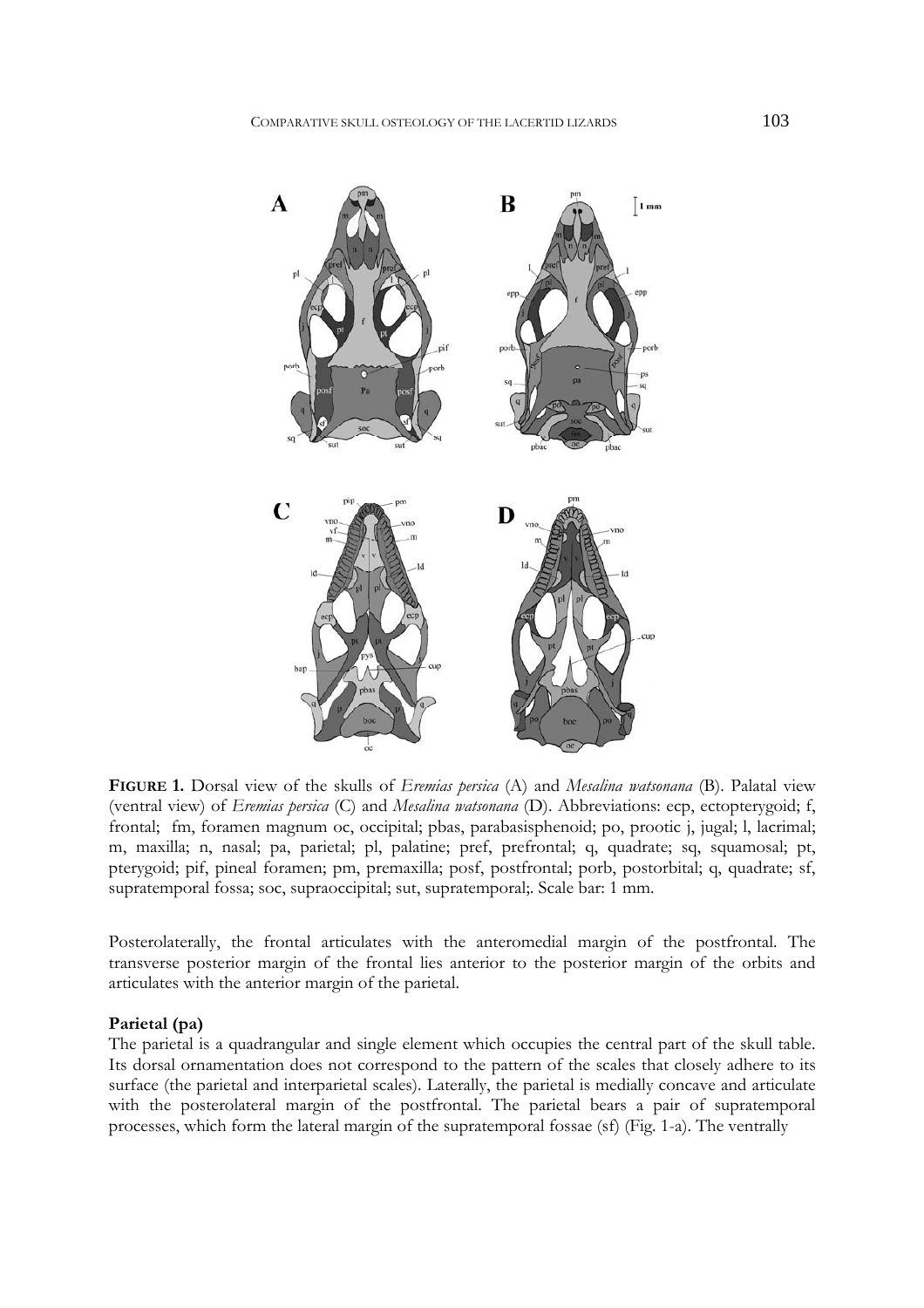**FIGURE 1.** Dorsal view of the skulls of *Eremias persica* (A) and *Mesalina watsonana* (B). Palatal view (ventral view) of *Eremias persica* (C) and *Mesalina watsonana* (D). Abbreviations: ecp, ectopterygoid; f, frontal; fm, foramen magnum oc, occipital; pbas, parabasisphenoid; po, prootic j, jugal; l, lacrimal; m, maxilla; n, nasal; pa, parietal; pl, palatine; pref, prefrontal; q, quadrate; sq, squamosal; pt, pterygoid; pif, pineal foramen; pm, premaxilla; posf, postfrontal; porb, postorbital; q, quadrate; sf, supratemporal fossa; soc, supraoccipital; sut, supratemporal;. Scale bar: 1 mm.

Posterolaterally, the frontal articulates with the anteromedial margin of the postfrontal. The transverse posterior margin of the frontal lies anterior to the posterior margin of the orbits and articulates with the anterior margin of the parietal.

### Parietal (pa)

The parietal is a quadrangular and single element which occupies the central part of the skull table. Its dorsal ornamentation does not correspond to the pattern of the scales that closely adhere to its surface (the parietal and interparietal scales). Laterally, the parietal is medially concave and articulate with the posterolateral margin of the postfrontal. The parietal bears a pair of supratemporal processes, which form the lateral margin of the supratemporal fossae (sf) (Fig. 1-a). The ventrally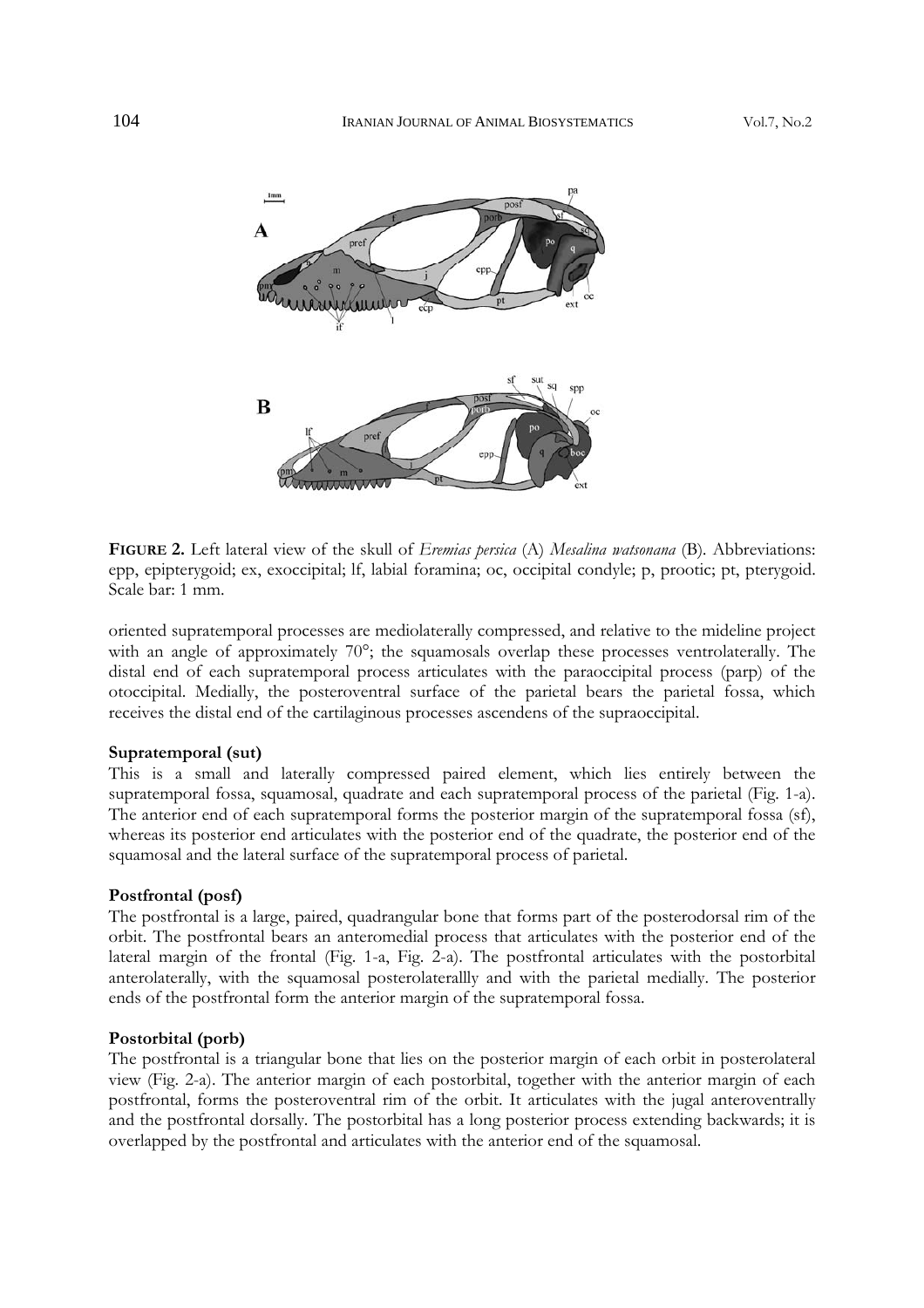**FIGURE 2.** Left lateral view of the skull of *Eremias persica* (A) *Mesalina watsonana* (B). Abbreviations: epp, epipterygoid; ex, exoccipital; lf, labial foramina; oc, occipital condyle; p, prootic; pt, pterygoid. Scale bar: 1 mm.

oriented supratemporal processes are mediolaterally compressed, and relative to the mideline project with an angle of approximately 70°; the squamosals overlap these processes ventrolaterally. The distal end of each supratemporal process articulates with the paraoccipital process (parp) of the otoccipital. Medially, the posteroventral surface of the parietal bears the parietal fossa, which receives the distal end of the cartilaginous processes ascendens of the supraoccipital.

**Supratemporal (sut)**

This is a small and laterally compressed paired element, which lies entirely between the supratemporal fossa, squamosal, quadrate and each supratemporal process of the parietal (Fig. 1-a). The anterior end of each supratemporal forms the posterior margin of the supratemporal fossa (sf), whereas its posterior end articulates with the posterior end of the quadrate, the posterior end of the squamosal and the lateral surface of the supratemporal process of parietal.

**Postfrontal (posf)**

The postfrontal is a large, paired, quadrangular bone that forms part of the posterodorsal rim of the orbit. The postfrontal bears an anteromedial process that articulates with the posterior end of the lateral margin of the frontal (Fig. 1-a, Fig. 2-a). The postfrontal articulates with the postorbital anterolaterally, with the squamosal posterolaterallly and with the parietal medially. The posterior ends of the postfrontal form the anterior margin of the supratemporal fossa.

**Postorbital (porb)**

The postfrontal is a triangular bone that lies on the posterior margin of each orbit in posterolateral view (Fig. 2-a). The anterior margin of each postorbital, together with the anterior margin of each postfrontal, forms the posteroventral rim of the orbit. It articulates with the jugal anteroventrally and the postfrontal dorsally. The postorbital has a long posterior process extending backwards; it is overlapped by the postfrontal and articulates with the anterior end of the squamosal.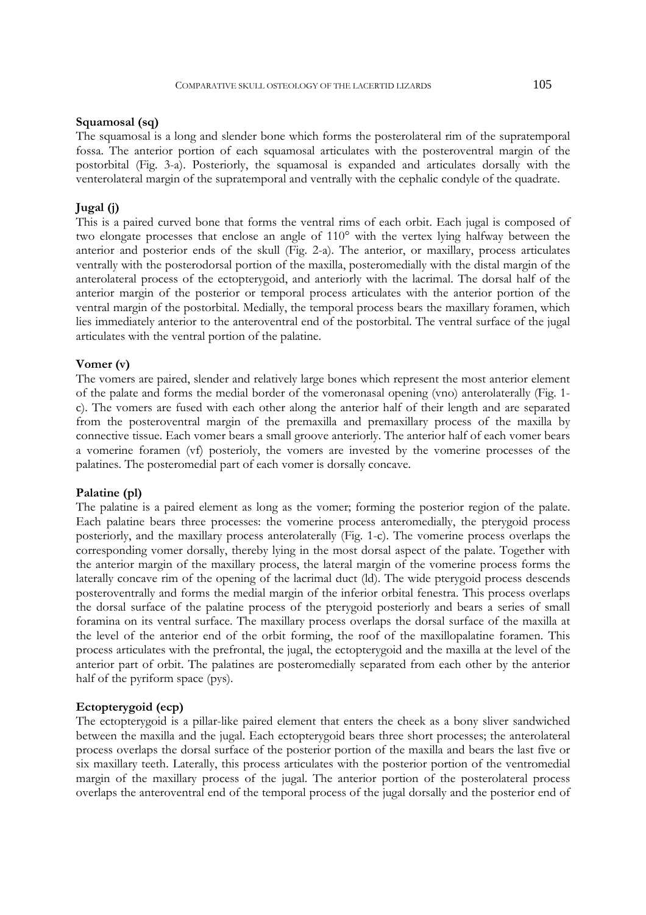### Squamosal (sq)

The squamosal is a long and slender bone which forms the posterolateral rim of the supratemporal fossa. The anterior portion of each squamosal articulates with the posteroventral margin of the postorbital (Fig. 3-a). Posteriorly, the squamosal is expanded and articulates dorsally with the venterolateral margin of the supratemporal and ventrally with the cephalic condyle of the quadrate.

### Jugal (j)

This is a paired curved bone that forms the ventral rims of each orbit. Each jugal is composed of two elongate processes that enclose an angle of 110° with the vertex lying halfway between the anterior and posterior ends of the skull (Fig. 2-a). The anterior, or maxillary, process articulates ventrally with the posterodorsal portion of the maxilla, posteromedially with the distal margin of the anterolateral process of the ectopterygoid, and anteriorly with the lacrimal. The dorsal half of the anterior margin of the posterior or temporal process articulates with the anterior portion of the ventral margin of the postorbital. Medially, the temporal process bears the maxillary foramen, which lies immediately anterior to the anteroventral end of the postorbital. The ventral surface of the jugal articulates with the ventral portion of the palatine.

### Vomer (v)

The vomers are paired, slender and relatively large bones which represent the most anterior element of the palate and forms the medial border of the vomeronasal opening (vno) anterolaterally (Fig. 1-c). The vomers are fused with each other along the anterior half of their length and are separated from the posteroventral margin of the premaxilla and premaxillary process of the maxilla by connective tissue. Each vomer bears a small groove anteriorly. The anterior half of each vomer bears a vomerine foramen (vf) posterioly, the vomers are invested by the vomerine processes of the palatines. The posteromedial part of each vomer is dorsally concave.

### Palatine (pl)

The palatine is a paired element as long as the vomer; forming the posterior region of the palate. Each palatine bears three processes: the vomerine process anteromedially, the pterygoid process posteriorly, and the maxillary process anterolaterally (Fig. 1-c). The vomerine process overlaps the corresponding vomer dorsally, thereby lying in the most dorsal aspect of the palate. Together with the anterior margin of the maxillary process, the lateral margin of the vomerine process forms the laterally concave rim of the opening of the lacrimal duct (ld). The wide pterygoid process descends posteroventrally and forms the medial margin of the inferior orbital fenestra. This process overlaps the dorsal surface of the palatine process of the pterygoid posteriorly and bears a series of small foramina on its ventral surface. The maxillary process overlaps the dorsal surface of the maxilla at the level of the anterior end of the orbit forming, the roof of the maxillopalatine foramen. This process articulates with the prefrontal, the jugal, the ectopterygoid and the maxilla at the level of the anterior part of orbit. The palatines are posteromedially separated from each other by the anterior half of the pyriform space (pys).

### Ectopterygoid (ecp)

The ectopterygoid is a pillar-like paired element that enters the cheek as a bony sliver sandwiched between the maxilla and the jugal. Each ectopterygoid bears three short processes; the anterolateral process overlaps the dorsal surface of the posterior portion of the maxilla and bears the last five or six maxillary teeth. Laterally, this process articulates with the posterior portion of the ventromedial margin of the maxillary process of the jugal. The anterior portion of the posterolateral process overlaps the anteroventral end of the temporal process of the jugal dorsally and the posterior end of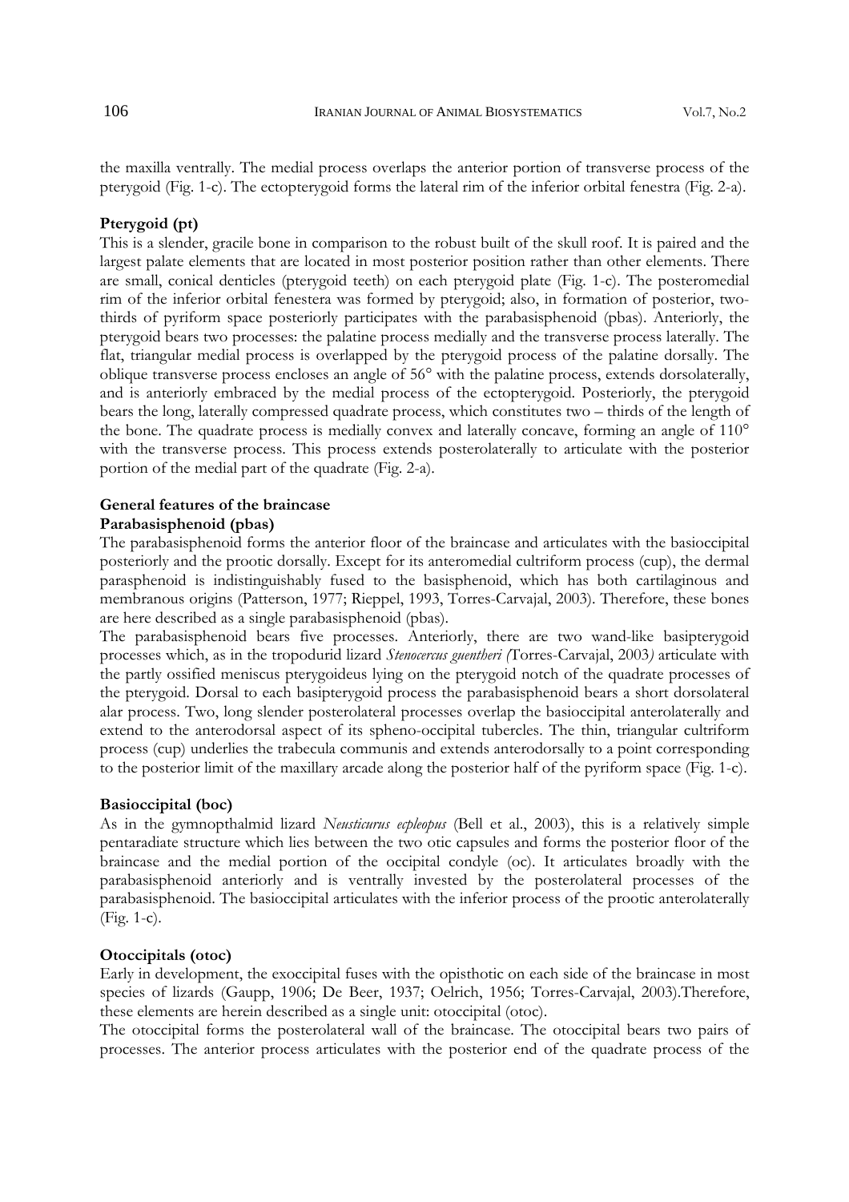the maxilla ventrally. The medial process overlaps the anterior portion of transverse process of the pterygoid (Fig. 1-c). The ectopterygoid forms the lateral rim of the inferior orbital fenestra (Fig. 2-a).

**Pterygoid (pt)**

This is a slender, gracile bone in comparison to the robust built of the skull roof. It is paired and the largest palate elements that are located in most posterior position rather than other elements. There are small, conical denticles (pterygoid teeth) on each pterygoid plate (Fig. 1-c). The posteromedial rim of the inferior orbital fenestera was formed by pterygoid; also, in formation of posterior, two-thirds of pyriform space posteriorly participates with the parabasisphenoid (pbas). Anteriorly, the pterygoid bears two processes: the palatine process medially and the transverse process laterally. The flat, triangular medial process is overlapped by the pterygoid process of the palatine dorsally. The oblique transverse process encloses an angle of 56° with the palatine process, extends dorsolaterally, and is anteriorly embraced by the medial process of the ectopterygoid. Posteriorly, the pterygoid bears the long, laterally compressed quadrate process, which constitutes two – thirds of the length of the bone. The quadrate process is medially convex and laterally concave, forming an angle of 110° with the transverse process. This process extends posterolaterally to articulate with the posterior portion of the medial part of the quadrate (Fig. 2-a).

**General features of the braincase**

**Parabasisphenoid (pbas)**

The parabasisphenoid forms the anterior floor of the braincase and articulates with the basioccipital posteriorly and the prootic dorsally. Except for its anteromedial cultriform process (cup), the dermal parasphenoid is indistinguishably fused to the basisphenoid, which has both cartilaginous and membranous origins (Patterson, 1977; Rieppel, 1993, Torres-Carvajal, 2003). Therefore, these bones are here described as a single parabasisphenoid (pbas).

The parabasisphenoid bears five processes. Anteriorly, there are two wand-like basipterygoid processes which, as in the tropodurid lizard *Stenocercus guentheri (*Torres-Carvajal, 2003*)* articulate with the partly ossified meniscus pterygoideus lying on the pterygoid notch of the quadrate processes of the pterygoid. Dorsal to each basipterygoid process the parabasisphenoid bears a short dorsolateral alar process. Two, long slender posterolateral processes overlap the basioccipital anterolaterally and extend to the anterodorsal aspect of its spheno-occipital tubercles. The thin, triangular cultriform process (cup) underlies the trabecula communis and extends anterodorsally to a point corresponding to the posterior limit of the maxillary arcade along the posterior half of the pyriform space (Fig. 1-c).

**Basioccipital (boc)**

As in the gymnopthalmid lizard *Neusticurus ecpleopus* (Bell et al., 2003), this is a relatively simple pentaradiate structure which lies between the two otic capsules and forms the posterior floor of the braincase and the medial portion of the occipital condyle (oc). It articulates broadly with the parabasisphenoid anteriorly and is ventrally invested by the posterolateral processes of the parabasisphenoid. The basioccipital articulates with the inferior process of the prootic anterolaterally (Fig. 1-c).

**Otoccipitals (otoc)**

Early in development, the exoccipital fuses with the opisthotic on each side of the braincase in most species of lizards (Gaupp, 1906; De Beer, 1937; Oelrich, 1956; Torres-Carvajal, 2003).Therefore, these elements are herein described as a single unit: otoccipital (otoc).

The otoccipital forms the posterolateral wall of the braincase. The otoccipital bears two pairs of processes. The anterior process articulates with the posterior end of the quadrate process of the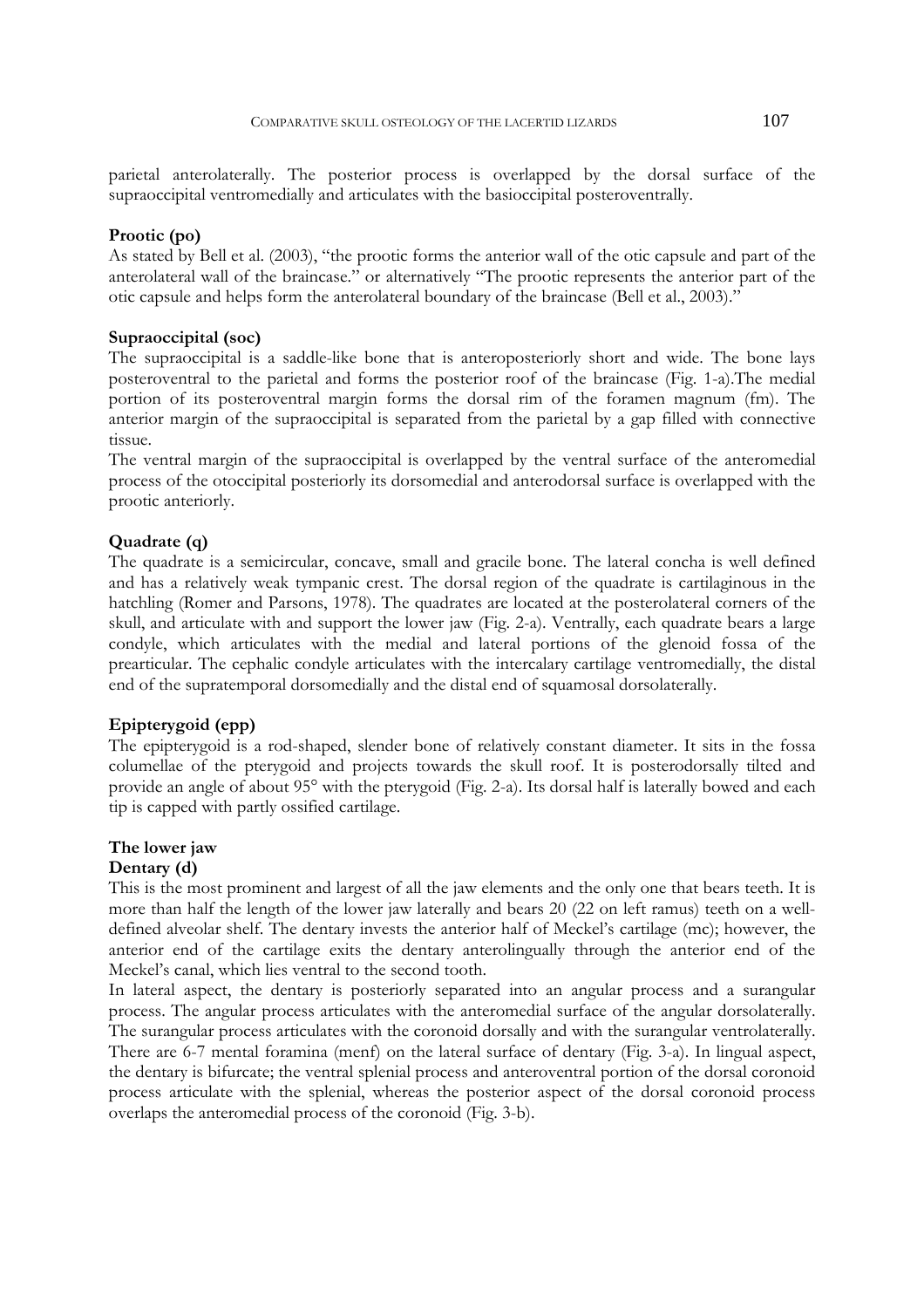parietal anterolaterally. The posterior process is overlapped by the dorsal surface of the supraoccipital ventromedially and articulates with the basioccipital posteroventrally.

**Prootic (po)**

As stated by Bell et al. (2003), "the prootic forms the anterior wall of the otic capsule and part of the anterolateral wall of the braincase." or alternatively "The prootic represents the anterior part of the otic capsule and helps form the anterolateral boundary of the braincase (Bell et al., 2003)."

**Supraoccipital (soc)**

The supraoccipital is a saddle-like bone that is anteroposteriorly short and wide. The bone lays posteroventral to the parietal and forms the posterior roof of the braincase (Fig. 1-a).The medial portion of its posteroventral margin forms the dorsal rim of the foramen magnum (fm). The anterior margin of the supraoccipital is separated from the parietal by a gap filled with connective tissue.

The ventral margin of the supraoccipital is overlapped by the ventral surface of the anteromedial process of the otoccipital posteriorly its dorsomedial and anterodorsal surface is overlapped with the prootic anteriorly.

**Quadrate (q)**

The quadrate is a semicircular, concave, small and gracile bone. The lateral concha is well defined and has a relatively weak tympanic crest. The dorsal region of the quadrate is cartilaginous in the hatchling (Romer and Parsons, 1978). The quadrates are located at the posterolateral corners of the skull, and articulate with and support the lower jaw (Fig. 2-a). Ventrally, each quadrate bears a large condyle, which articulates with the medial and lateral portions of the glenoid fossa of the prearticular. The cephalic condyle articulates with the intercalary cartilage ventromedially, the distal end of the supratemporal dorsomedially and the distal end of squamosal dorsolaterally.

**Epipterygoid (epp)**

The epipterygoid is a rod-shaped, slender bone of relatively constant diameter. It sits in the fossa columellae of the pterygoid and projects towards the skull roof. It is posterodorsally tilted and provide an angle of about 95° with the pterygoid (Fig. 2-a). Its dorsal half is laterally bowed and each tip is capped with partly ossified cartilage.

**The lower jaw**

**Dentary (d)**

This is the most prominent and largest of all the jaw elements and the only one that bears teeth. It is more than half the length of the lower jaw laterally and bears 20 (22 on left ramus) teeth on a well-defined alveolar shelf. The dentary invests the anterior half of Meckel's cartilage (mc); however, the anterior end of the cartilage exits the dentary anterolingually through the anterior end of the Meckel's canal, which lies ventral to the second tooth.

In lateral aspect, the dentary is posteriorly separated into an angular process and a surangular process. The angular process articulates with the anteromedial surface of the angular dorsolaterally. The surangular process articulates with the coronoid dorsally and with the surangular ventrolaterally. There are 6-7 mental foramina (menf) on the lateral surface of dentary (Fig. 3-a). In lingual aspect, the dentary is bifurcate; the ventral splenial process and anteroventral portion of the dorsal coronoid process articulate with the splenial, whereas the posterior aspect of the dorsal coronoid process overlaps the anteromedial process of the coronoid (Fig. 3-b).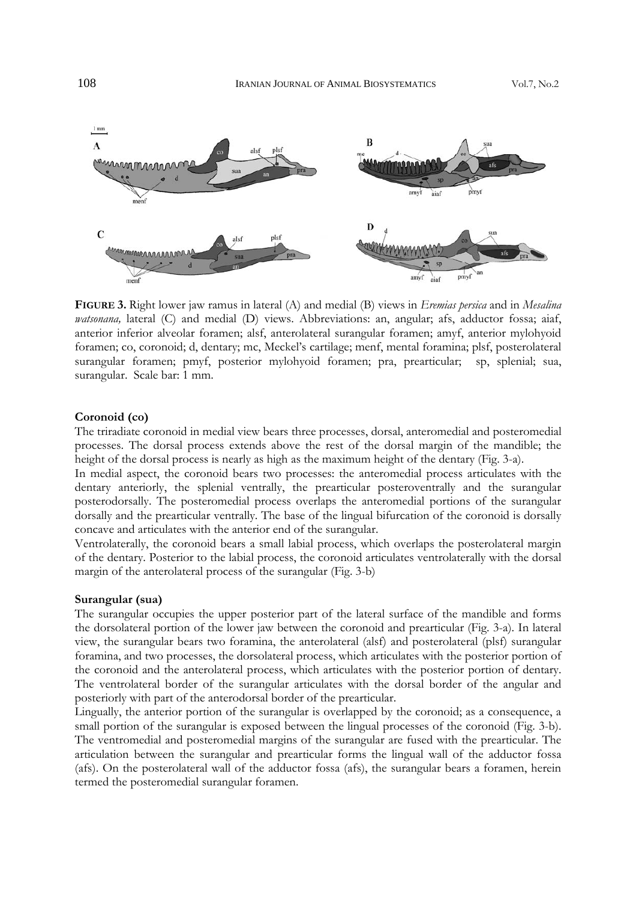**FIGURE 3.** Right lower jaw ramus in lateral (A) and medial (B) views in *Eremias persica* and in *Mesalina watsonana,* lateral (C) and medial (D) views. Abbreviations: an, angular; afs, adductor fossa; aiaf, anterior inferior alveolar foramen; alsf, anterolateral surangular foramen; amyf, anterior mylohyoid foramen; co, coronoid; d, dentary; mc, Meckel's cartilage; menf, mental foramina; plsf, posterolateral surangular foramen; pmyf, posterior mylohyoid foramen; pra, prearticular; sp, splenial; sua, surangular. Scale bar: 1 mm.

### Coronoid (co)

The triradiate coronoid in medial view bears three processes, dorsal, anteromedial and posteromedial processes. The dorsal process extends above the rest of the dorsal margin of the mandible; the height of the dorsal process is nearly as high as the maximum height of the dentary (Fig. 3-a).

In medial aspect, the coronoid bears two processes: the anteromedial process articulates with the dentary anteriorly, the splenial ventrally, the prearticular posteroventrally and the surangular posterodorsally. The posteromedial process overlaps the anteromedial portions of the surangular dorsally and the prearticular ventrally. The base of the lingual bifurcation of the coronoid is dorsally concave and articulates with the anterior end of the surangular.

Ventrolaterally, the coronoid bears a small labial process, which overlaps the posterolateral margin of the dentary. Posterior to the labial process, the coronoid articulates ventrolaterally with the dorsal margin of the anterolateral process of the surangular (Fig. 3-b)

### Surangular (sua)

The surangular occupies the upper posterior part of the lateral surface of the mandible and forms the dorsolateral portion of the lower jaw between the coronoid and prearticular (Fig. 3-a). In lateral view, the surangular bears two foramina, the anterolateral (alsf) and posterolateral (plsf) surangular foramina, and two processes, the dorsolateral process, which articulates with the posterior portion of the coronoid and the anterolateral process, which articulates with the posterior portion of dentary. The ventrolateral border of the surangular articulates with the dorsal border of the angular and posteriorly with part of the anterodorsal border of the prearticular.

Lingually, the anterior portion of the surangular is overlapped by the coronoid; as a consequence, a small portion of the surangular is exposed between the lingual processes of the coronoid (Fig. 3-b). The ventromedial and posteromedial margins of the surangular are fused with the prearticular. The articulation between the surangular and prearticular forms the lingual wall of the adductor fossa (afs). On the posterolateral wall of the adductor fossa (afs), the surangular bears a foramen, herein termed the posteromedial surangular foramen.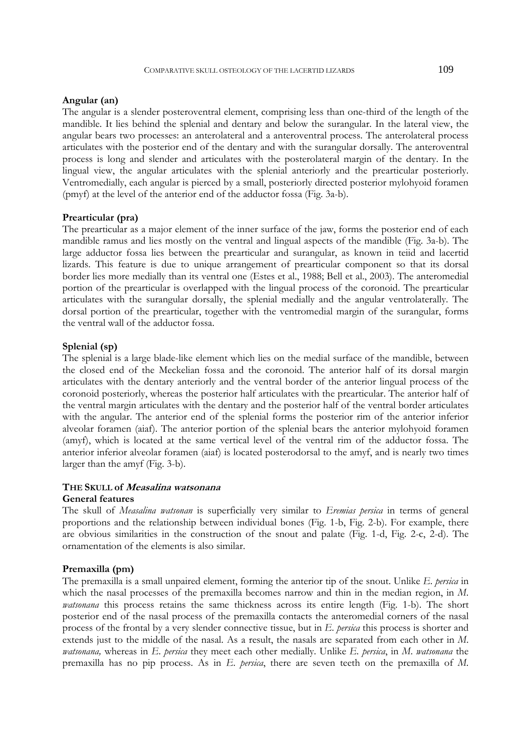### Angular (an)

The angular is a slender posteroventral element, comprising less than one-third of the length of the mandible. It lies behind the splenial and dentary and below the surangular. In the lateral view, the angular bears two processes: an anterolateral and a anteroventral process. The anterolateral process articulates with the posterior end of the dentary and with the surangular dorsally. The anteroventral process is long and slender and articulates with the posterolateral margin of the dentary. In the lingual view, the angular articulates with the splenial anteriorly and the prearticular posteriorly. Ventromedially, each angular is pierced by a small, posteriorly directed posterior mylohyoid foramen (pmyf) at the level of the anterior end of the adductor fossa (Fig. 3a-b).

### Prearticular (pra)

The prearticular as a major element of the inner surface of the jaw, forms the posterior end of each mandible ramus and lies mostly on the ventral and lingual aspects of the mandible (Fig. 3a-b). The large adductor fossa lies between the prearticular and surangular, as known in teiid and lacertid lizards. This feature is due to unique arrangement of prearticular component so that its dorsal border lies more medially than its ventral one (Estes et al., 1988; Bell et al., 2003). The anteromedial portion of the prearticular is overlapped with the lingual process of the coronoid. The prearticular articulates with the surangular dorsally, the splenial medially and the angular ventrolaterally. The dorsal portion of the prearticular, together with the ventromedial margin of the surangular, forms the ventral wall of the adductor fossa.

### Splenial (sp)

The splenial is a large blade-like element which lies on the medial surface of the mandible, between the closed end of the Meckelian fossa and the coronoid. The anterior half of its dorsal margin articulates with the dentary anteriorly and the ventral border of the anterior lingual process of the coronoid posteriorly, whereas the posterior half articulates with the prearticular. The anterior half of the ventral margin articulates with the dentary and the posterior half of the ventral border articulates with the angular. The anterior end of the splenial forms the posterior rim of the anterior inferior alveolar foramen (aiaf). The anterior portion of the splenial bears the anterior mylohyoid foramen (amyf), which is located at the same vertical level of the ventral rim of the adductor fossa. The anterior inferior alveolar foramen (aiaf) is located posterodorsal to the amyf, and is nearly two times larger than the amyf (Fig. 3-b).

## THE SKULL of *Measalina watsonana*

### General features

The skull of *Measalina watsonan* is superficially very similar to *Eremias persica* in terms of general proportions and the relationship between individual bones (Fig. 1-b, Fig. 2-b). For example, there are obvious similarities in the construction of the snout and palate (Fig. 1-d, Fig. 2-c, 2-d). The ornamentation of the elements is also similar.

### Premaxilla (pm)

The premaxilla is a small unpaired element, forming the anterior tip of the snout. Unlike *E. persica* in which the nasal processes of the premaxilla becomes narrow and thin in the median region, in *M. watsonana* this process retains the same thickness across its entire length (Fig. 1-b). The short posterior end of the nasal process of the premaxilla contacts the anteromedial corners of the nasal process of the frontal by a very slender connective tissue, but in *E. persica* this process is shorter and extends just to the middle of the nasal. As a result, the nasals are separated from each other in *M. watsonana,* whereas in *E. persica* they meet each other medially. Unlike *E. persica*, in *M. watsonana* the premaxilla has no pip process. As in *E. persica*, there are seven teeth on the premaxilla of *M.*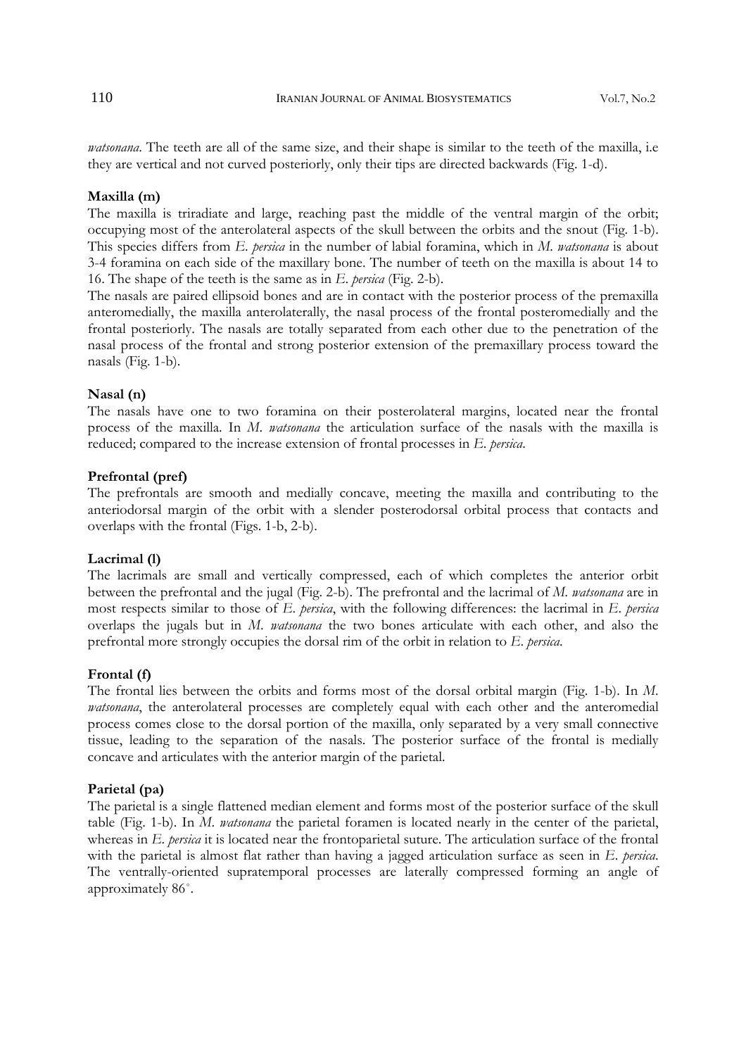*watsonana*. The teeth are all of the same size, and their shape is similar to the teeth of the maxilla, i.e they are vertical and not curved posteriorly, only their tips are directed backwards (Fig. 1-d).

**Maxilla (m)**

The maxilla is triradiate and large, reaching past the middle of the ventral margin of the orbit; occupying most of the anterolateral aspects of the skull between the orbits and the snout (Fig. 1-b). This species differs from *E. persica* in the number of labial foramina, which in *M. watsonana* is about 3-4 foramina on each side of the maxillary bone. The number of teeth on the maxilla is about 14 to 16. The shape of the teeth is the same as in *E. persica* (Fig. 2-b).

The nasals are paired ellipsoid bones and are in contact with the posterior process of the premaxilla anteromedially, the maxilla anterolaterally, the nasal process of the frontal posteromedially and the frontal posteriorly. The nasals are totally separated from each other due to the penetration of the nasal process of the frontal and strong posterior extension of the premaxillary process toward the nasals (Fig. 1-b).

**Nasal (n)**

The nasals have one to two foramina on their posterolateral margins, located near the frontal process of the maxilla. In *M. watsonana* the articulation surface of the nasals with the maxilla is reduced; compared to the increase extension of frontal processes in *E. persica*.

**Prefrontal (pref)**

The prefrontals are smooth and medially concave, meeting the maxilla and contributing to the anteriodorsal margin of the orbit with a slender posterodorsal orbital process that contacts and overlaps with the frontal (Figs. 1-b, 2-b).

**Lacrimal (l)**

The lacrimals are small and vertically compressed, each of which completes the anterior orbit between the prefrontal and the jugal (Fig. 2-b). The prefrontal and the lacrimal of *M. watsonana* are in most respects similar to those of *E. persica*, with the following differences: the lacrimal in *E. persica* overlaps the jugals but in *M. watsonana* the two bones articulate with each other, and also the prefrontal more strongly occupies the dorsal rim of the orbit in relation to *E. persica*.

**Frontal (f)**

The frontal lies between the orbits and forms most of the dorsal orbital margin (Fig. 1-b). In *M. watsonana*, the anterolateral processes are completely equal with each other and the anteromedial process comes close to the dorsal portion of the maxilla, only separated by a very small connective tissue, leading to the separation of the nasals. The posterior surface of the frontal is medially concave and articulates with the anterior margin of the parietal.

**Parietal (pa)**

The parietal is a single flattened median element and forms most of the posterior surface of the skull table (Fig. 1-b). In *M. watsonana* the parietal foramen is located nearly in the center of the parietal, whereas in *E. persica* it is located near the frontoparietal suture. The articulation surface of the frontal with the parietal is almost flat rather than having a jagged articulation surface as seen in *E. persica*. The ventrally-oriented supratemporal processes are laterally compressed forming an angle of approximately 86°.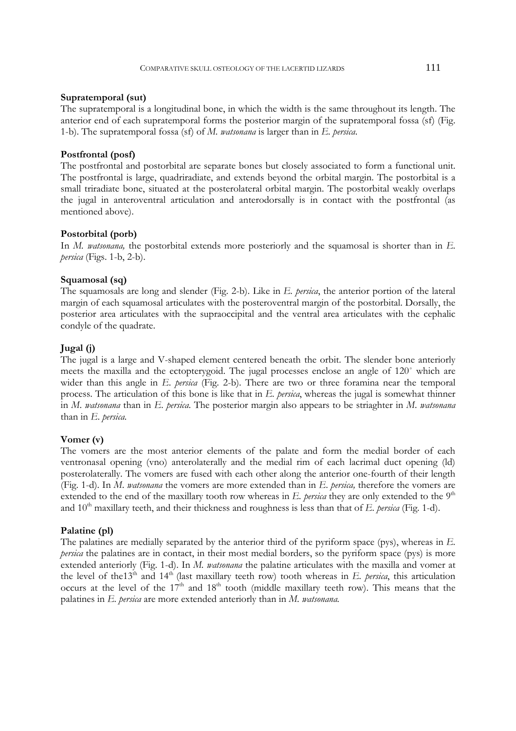**Supratemporal (sut)**

The supratemporal is a longitudinal bone, in which the width is the same throughout its length. The anterior end of each supratemporal forms the posterior margin of the supratemporal fossa (sf) (Fig. 1-b). The supratemporal fossa (sf) of *M. watsonana* is larger than in *E. persica*.

**Postfrontal (posf)**

The postfrontal and postorbital are separate bones but closely associated to form a functional unit. The postfrontal is large, quadriradiate, and extends beyond the orbital margin. The postorbital is a small triradiate bone, situated at the posterolateral orbital margin. The postorbital weakly overlaps the jugal in anteroventral articulation and anterodorsally is in contact with the postfrontal (as mentioned above).

**Postorbital (porb)**

In *M. watsonana,* the postorbital extends more posteriorly and the squamosal is shorter than in *E. persica* (Figs. 1-b, 2-b).

**Squamosal (sq)**

The squamosals are long and slender (Fig. 2-b). Like in *E. persica*, the anterior portion of the lateral margin of each squamosal articulates with the posteroventral margin of the postorbital. Dorsally, the posterior area articulates with the supraoccipital and the ventral area articulates with the cephalic condyle of the quadrate.

**Jugal (j)**

The jugal is a large and V-shaped element centered beneath the orbit. The slender bone anteriorly meets the maxilla and the ectopterygoid. The jugal processes enclose an angle of 120° which are wider than this angle in *E. persica* (Fig. 2-b). There are two or three foramina near the temporal process. The articulation of this bone is like that in *E. persica*, whereas the jugal is somewhat thinner in *M. watsonana* than in *E. persica.* The posterior margin also appears to be striaghter in *M. watsonana* than in *E. persica.*

**Vomer (v)**

The vomers are the most anterior elements of the palate and form the medial border of each ventronasal opening (vno) anterolaterally and the medial rim of each lacrimal duct opening (ld) posterolaterally. The vomers are fused with each other along the anterior one-fourth of their length (Fig. 1-d). In *M. watsonana* the vomers are more extended than in *E. persica,* therefore the vomers are extended to the end of the maxillary tooth row whereas in *E. persica* they are only extended to the 9th and 10th maxillary teeth, and their thickness and roughness is less than that of *E. persica* (Fig. 1-d).

**Palatine (pl)**

The palatines are medially separated by the anterior third of the pyriform space (pys), whereas in *E. persica* the palatines are in contact, in their most medial borders, so the pyriform space (pys) is more extended anteriorly (Fig. 1-d). In *M. watsonana* the palatine articulates with the maxilla and vomer at the level of the13th and 14th (last maxillary teeth row) tooth whereas in *E. persica*, this articulation occurs at the level of the 17th and 18th tooth (middle maxillary teeth row). This means that the palatines in *E. persica* are more extended anteriorly than in *M. watsonana.*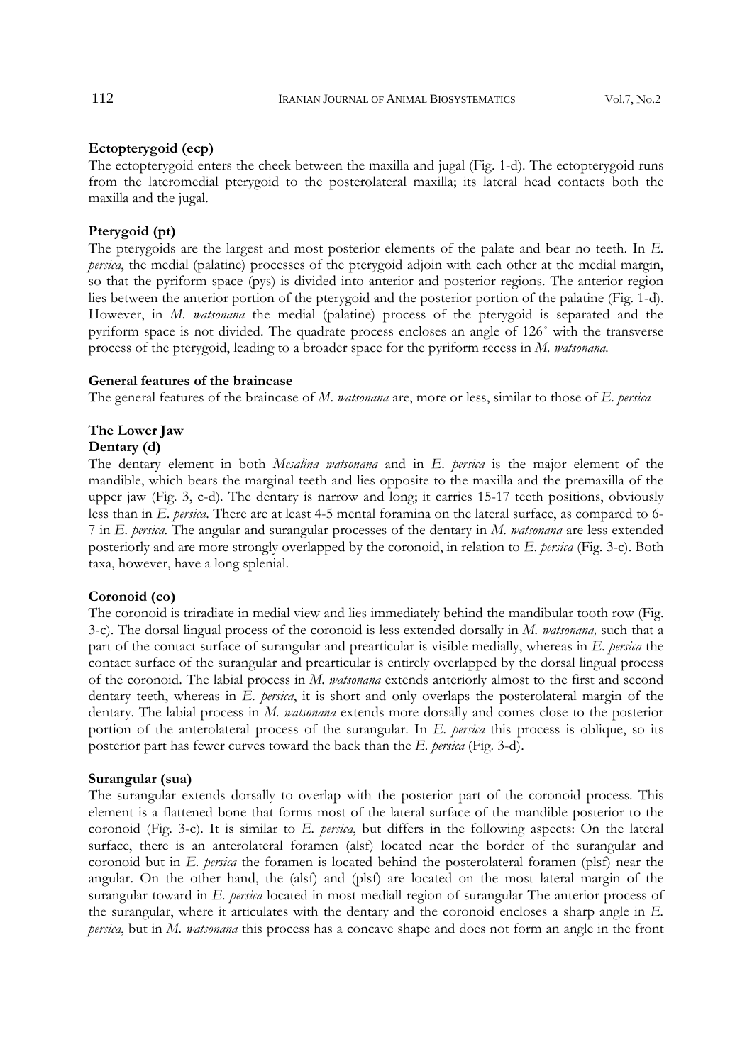**Ectopterygoid (ecp)**

The ectopterygoid enters the cheek between the maxilla and jugal (Fig. 1-d). The ectopterygoid runs from the lateromedial pterygoid to the posterolateral maxilla; its lateral head contacts both the maxilla and the jugal.

**Pterygoid (pt)**

The pterygoids are the largest and most posterior elements of the palate and bear no teeth. In *E. persica*, the medial (palatine) processes of the pterygoid adjoin with each other at the medial margin, so that the pyriform space (pys) is divided into anterior and posterior regions. The anterior region lies between the anterior portion of the pterygoid and the posterior portion of the palatine (Fig. 1-d). However, in *M. watsonana* the medial (palatine) process of the pterygoid is separated and the pyriform space is not divided. The quadrate process encloses an angle of 126° with the transverse process of the pterygoid, leading to a broader space for the pyriform recess in *M. watsonana*.

**General features of the braincase**

The general features of the braincase of *M. watsonana* are, more or less, similar to those of *E. persica*

**The Lower Jaw**

**Dentary (d)**

The dentary element in both *Mesalina watsonana* and in *E. persica* is the major element of the mandible, which bears the marginal teeth and lies opposite to the maxilla and the premaxilla of the upper jaw (Fig. 3, c-d). The dentary is narrow and long; it carries 15-17 teeth positions, obviously less than in *E. persica*. There are at least 4-5 mental foramina on the lateral surface, as compared to 6-7 in *E. persica*. The angular and surangular processes of the dentary in *M. watsonana* are less extended posteriorly and are more strongly overlapped by the coronoid, in relation to *E. persica* (Fig. 3-c). Both taxa, however, have a long splenial.

**Coronoid (co)**

The coronoid is triradiate in medial view and lies immediately behind the mandibular tooth row (Fig. 3-c). The dorsal lingual process of the coronoid is less extended dorsally in *M. watsonana,* such that a part of the contact surface of surangular and prearticular is visible medially, whereas in *E. persica* the contact surface of the surangular and prearticular is entirely overlapped by the dorsal lingual process of the coronoid. The labial process in *M. watsonana* extends anteriorly almost to the first and second dentary teeth, whereas in *E. persica*, it is short and only overlaps the posterolateral margin of the dentary. The labial process in *M. watsonana* extends more dorsally and comes close to the posterior portion of the anterolateral process of the surangular. In *E. persica* this process is oblique, so its posterior part has fewer curves toward the back than the *E. persica* (Fig. 3-d).

**Surangular (sua)**

The surangular extends dorsally to overlap with the posterior part of the coronoid process. This element is a flattened bone that forms most of the lateral surface of the mandible posterior to the coronoid (Fig. 3-c). It is similar to *E. persica*, but differs in the following aspects: On the lateral surface, there is an anterolateral foramen (alsf) located near the border of the surangular and coronoid but in *E. persica* the foramen is located behind the posterolateral foramen (plsf) near the angular. On the other hand, the (alsf) and (plsf) are located on the most lateral margin of the surangular toward in *E. persica* located in most mediall region of surangular The anterior process of the surangular, where it articulates with the dentary and the coronoid encloses a sharp angle in *E. persica*, but in *M. watsonana* this process has a concave shape and does not form an angle in the front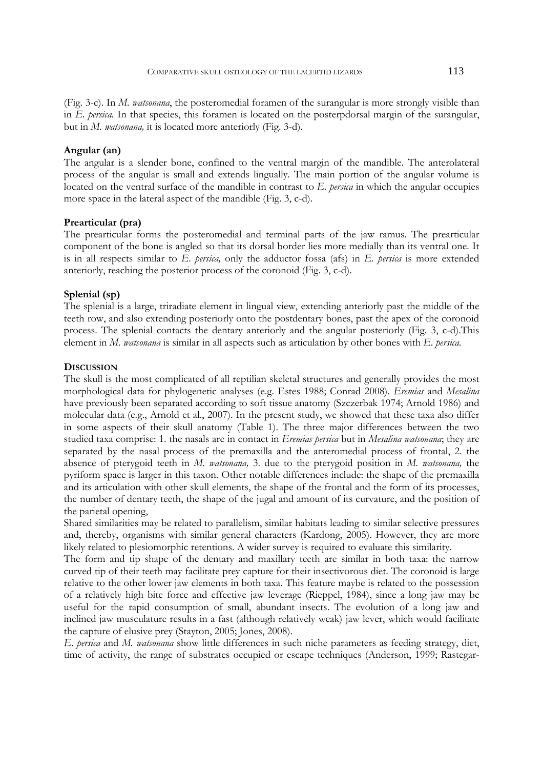(Fig. 3-c). In *M. watsonana*, the posteromedial foramen of the surangular is more strongly visible than in *E. persica.* In that species, this foramen is located on the posterpdorsal margin of the surangular, but in *M. watsonana,* it is located more anteriorly (Fig. 3-d).

### Angular (an)

The angular is a slender bone, confined to the ventral margin of the mandible. The anterolateral process of the angular is small and extends lingually. The main portion of the angular volume is located on the ventral surface of the mandible in contrast to *E. persica* in which the angular occupies more space in the lateral aspect of the mandible (Fig. 3, c-d).

### Prearticular (pra)

The prearticular forms the posteromedial and terminal parts of the jaw ramus. The prearticular component of the bone is angled so that its dorsal border lies more medially than its ventral one. It is in all respects similar to *E. persica,* only the adductor fossa (afs) in *E. persica* is more extended anteriorly, reaching the posterior process of the coronoid (Fig. 3, c-d).

### Splenial (sp)

The splenial is a large, triradiate element in lingual view, extending anteriorly past the middle of the teeth row, and also extending posteriorly onto the postdentary bones, past the apex of the coronoid process. The splenial contacts the dentary anteriorly and the angular posteriorly (Fig. 3, c-d).This element in *M. watsonana* is similar in all aspects such as articulation by other bones with *E. persica.*

## DISCUSSION

The skull is the most complicated of all reptilian skeletal structures and generally provides the most morphological data for phylogenetic analyses (e.g. Estes 1988; Conrad 2008). *Eremias* and *Mesalina* have previously been separated according to soft tissue anatomy (Szczerbak 1974; Arnold 1986) and molecular data (e.g., Arnold et al., 2007). In the present study, we showed that these taxa also differ in some aspects of their skull anatomy (Table 1). The three major differences between the two studied taxa comprise: 1. the nasals are in contact in *Eremias persica* but in *Mesalina watsonana*; they are separated by the nasal process of the premaxilla and the anteromedial process of frontal, 2. the absence of pterygoid teeth in *M. watsonana,* 3. due to the pterygoid position in *M. watsonana,* the pyriform space is larger in this taxon. Other notable differences include: the shape of the premaxilla and its articulation with other skull elements, the shape of the frontal and the form of its processes, the number of dentary teeth, the shape of the jugal and amount of its curvature, and the position of the parietal opening,

Shared similarities may be related to parallelism, similar habitats leading to similar selective pressures and, thereby, organisms with similar general characters (Kardong, 2005). However, they are more likely related to plesiomorphic retentions. A wider survey is required to evaluate this similarity.

The form and tip shape of the dentary and maxillary teeth are similar in both taxa: the narrow curved tip of their teeth may facilitate prey capture for their insectivorous diet. The coronoid is large relative to the other lower jaw elements in both taxa. This feature maybe is related to the possession of a relatively high bite force and effective jaw leverage (Rieppel, 1984), since a long jaw may be useful for the rapid consumption of small, abundant insects. The evolution of a long jaw and inclined jaw musculature results in a fast (although relatively weak) jaw lever, which would facilitate the capture of elusive prey (Stayton, 2005; Jones, 2008).

*E. persica* and *M. watsonana* show little differences in such niche parameters as feeding strategy, diet, time of activity, the range of substrates occupied or escape techniques (Anderson, 1999; Rastegar-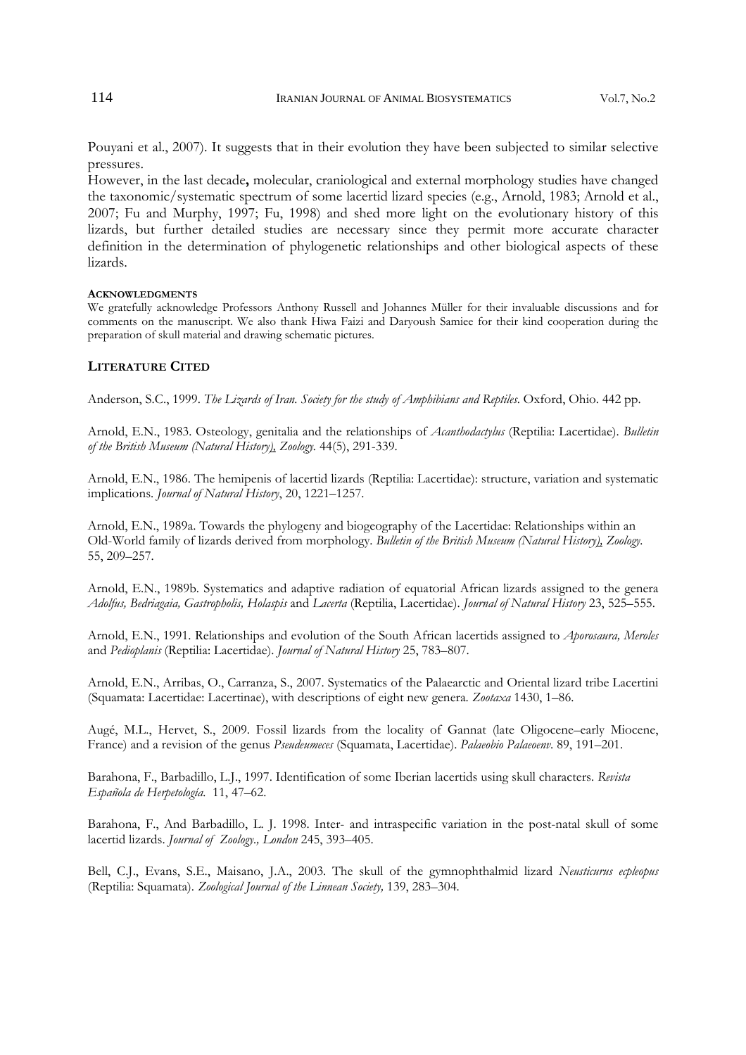Pouyani et al., 2007). It suggests that in their evolution they have been subjected to similar selective pressures.

However, in the last decade**,** molecular, craniological and external morphology studies have changed the taxonomic/systematic spectrum of some lacertid lizard species (e.g., Arnold, 1983; Arnold et al., 2007; Fu and Murphy, 1997; Fu, 1998) and shed more light on the evolutionary history of this lizards, but further detailed studies are necessary since they permit more accurate character definition in the determination of phylogenetic relationships and other biological aspects of these lizards.

#### ACKNOWLEDGMENTS

We gratefully acknowledge Professors Anthony Russell and Johannes Müller for their invaluable discussions and for comments on the manuscript. We also thank Hiwa Faizi and Daryoush Samiee for their kind cooperation during the preparation of skull material and drawing schematic pictures.

## LITERATURE CITED

Anderson, S.C., 1999. *The Lizards of Iran. Society for the study of Amphibians and Reptiles*. Oxford, Ohio. 442 pp.

Arnold, E.N., 1983. Osteology, genitalia and the relationships of *Acanthodactylus* (Reptilia: Lacertidae). *Bulletin of the British Museum (Natural History), Zoology.* 44(5), 291-339.

Arnold, E.N., 1986. The hemipenis of lacertid lizards (Reptilia: Lacertidae): structure, variation and systematic implications. *Journal of Natural History*, 20, 1221–1257.

Arnold, E.N., 1989a. Towards the phylogeny and biogeography of the Lacertidae: Relationships within an Old-World family of lizards derived from morphology. *Bulletin of the British Museum (Natural History), Zoology.* 55, 209–257.

Arnold, E.N., 1989b. Systematics and adaptive radiation of equatorial African lizards assigned to the genera *Adolfus, Bedriagaia, Gastropholis, Holaspis* and *Lacerta* (Reptilia, Lacertidae). *Journal of Natural History* 23, 525–555.

Arnold, E.N., 1991. Relationships and evolution of the South African lacertids assigned to *Aporosaura, Meroles* and *Pedioplanis* (Reptilia: Lacertidae). *Journal of Natural History* 25, 783–807.

Arnold, E.N., Arribas, O., Carranza, S., 2007. Systematics of the Palaearctic and Oriental lizard tribe Lacertini (Squamata: Lacertidae: Lacertinae), with descriptions of eight new genera. *Zootaxa* 1430, 1–86.

Augé, M.L., Hervet, S., 2009. Fossil lizards from the locality of Gannat (late Oligocene–early Miocene, France) and a revision of the genus *Pseudeumeces* (Squamata, Lacertidae). *Palaeobio Palaeoenv*. 89, 191–201.

Barahona, F., Barbadillo, L.J., 1997. Identification of some Iberian lacertids using skull characters. *Revista Española de Herpetología.* 11, 47–62.

Barahona, F., And Barbadillo, L. J. 1998. Inter- and intraspecific variation in the post-natal skull of some lacertid lizards. *Journal of Zoology., London* 245, 393–405.

Bell, C.J., Evans, S.E., Maisano, J.A., 2003. The skull of the gymnophthalmid lizard *Neusticurus ecpleopus* (Reptilia: Squamata). *Zoological Journal of the Linnean Society,* 139, 283–304.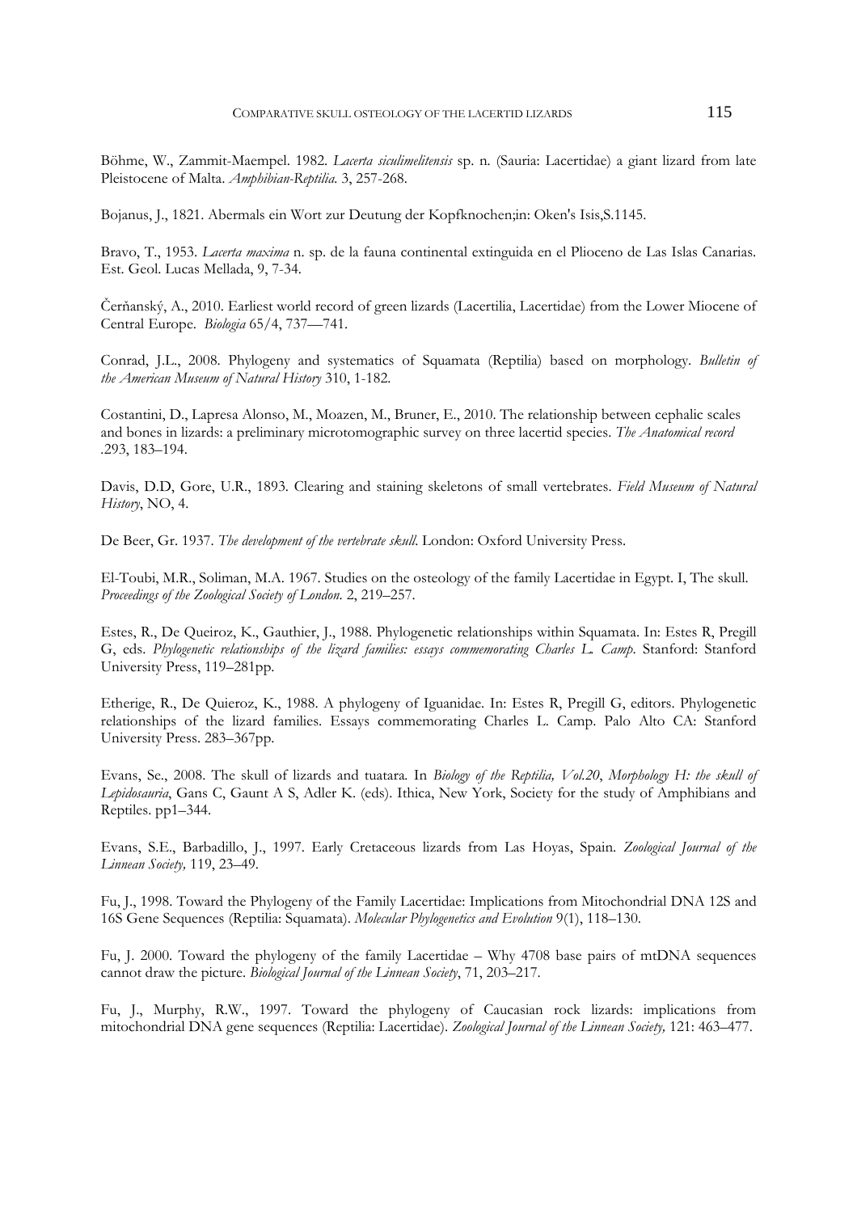Böhme, W., Zammit-Maempel. 1982. *Lacerta siculimelitensis* sp. n. (Sauria: Lacertidae) a giant lizard from late Pleistocene of Malta. *Amphibian-Reptilia.* 3, 257-268.

Bojanus, J., 1821. Abermals ein Wort zur Deutung der Kopfknochen;in: Oken's Isis,S.1145.

Bravo, T., 1953. *Lacerta maxima* n. sp. de la fauna continental extinguida en el Plioceno de Las Islas Canarias. Est. Geol. Lucas Mellada, 9, 7-34.

Čerňanský, A., 2010. Earliest world record of green lizards (Lacertilia, Lacertidae) from the Lower Miocene of Central Europe. *Biologia* 65/4, 737—741.

Conrad, J.L., 2008. Phylogeny and systematics of Squamata (Reptilia) based on morphology. *Bulletin of the American Museum of Natural History* 310, 1-182.

Costantini, D., Lapresa Alonso, M., Moazen, M., Bruner, E., 2010. The relationship between cephalic scales and bones in lizards: a preliminary microtomographic survey on three lacertid species. *The Anatomical record* .293, 183–194.

Davis, D.D, Gore, U.R., 1893. Clearing and staining skeletons of small vertebrates. *Field Museum of Natural History*, NO, 4.

De Beer, Gr. 1937. *The development of the vertebrate skull*. London: Oxford University Press.

El-Toubi, M.R., Soliman, M.A. 1967. Studies on the osteology of the family Lacertidae in Egypt. I, The skull. *Proceedings of the Zoological Society of London.* 2, 219–257.

Estes, R., De Queiroz, K., Gauthier, J., 1988. Phylogenetic relationships within Squamata. In: Estes R, Pregill G, eds. *Phylogenetic relationships of the lizard families: essays commemorating Charles L. Camp*. Stanford: Stanford University Press, 119–281pp.

Etherige, R., De Quieroz, K., 1988. A phylogeny of Iguanidae. In: Estes R, Pregill G, editors. Phylogenetic relationships of the lizard families. Essays commemorating Charles L. Camp. Palo Alto CA: Stanford University Press. 283–367pp.

Evans, Se., 2008. The skull of lizards and tuatara. In *Biology of the Reptilia, Vol.20*, *Morphology H: the skull of Lepidosauria*, Gans C, Gaunt A S, Adler K. (eds). Ithica, New York, Society for the study of Amphibians and Reptiles. pp1–344.

Evans, S.E., Barbadillo, J., 1997. Early Cretaceous lizards from Las Hoyas, Spain. *Zoological Journal of the Linnean Society,* 119, 23–49.

Fu, J., 1998. Toward the Phylogeny of the Family Lacertidae: Implications from Mitochondrial DNA 12S and 16S Gene Sequences (Reptilia: Squamata). *Molecular Phylogenetics and Evolution* 9(1), 118–130.

Fu, J. 2000. Toward the phylogeny of the family Lacertidae – Why 4708 base pairs of mtDNA sequences cannot draw the picture. *Biological Journal of the Linnean Society*, 71, 203–217.

Fu, J., Murphy, R.W., 1997. Toward the phylogeny of Caucasian rock lizards: implications from mitochondrial DNA gene sequences (Reptilia: Lacertidae). *Zoological Journal of the Linnean Society,* 121: 463–477.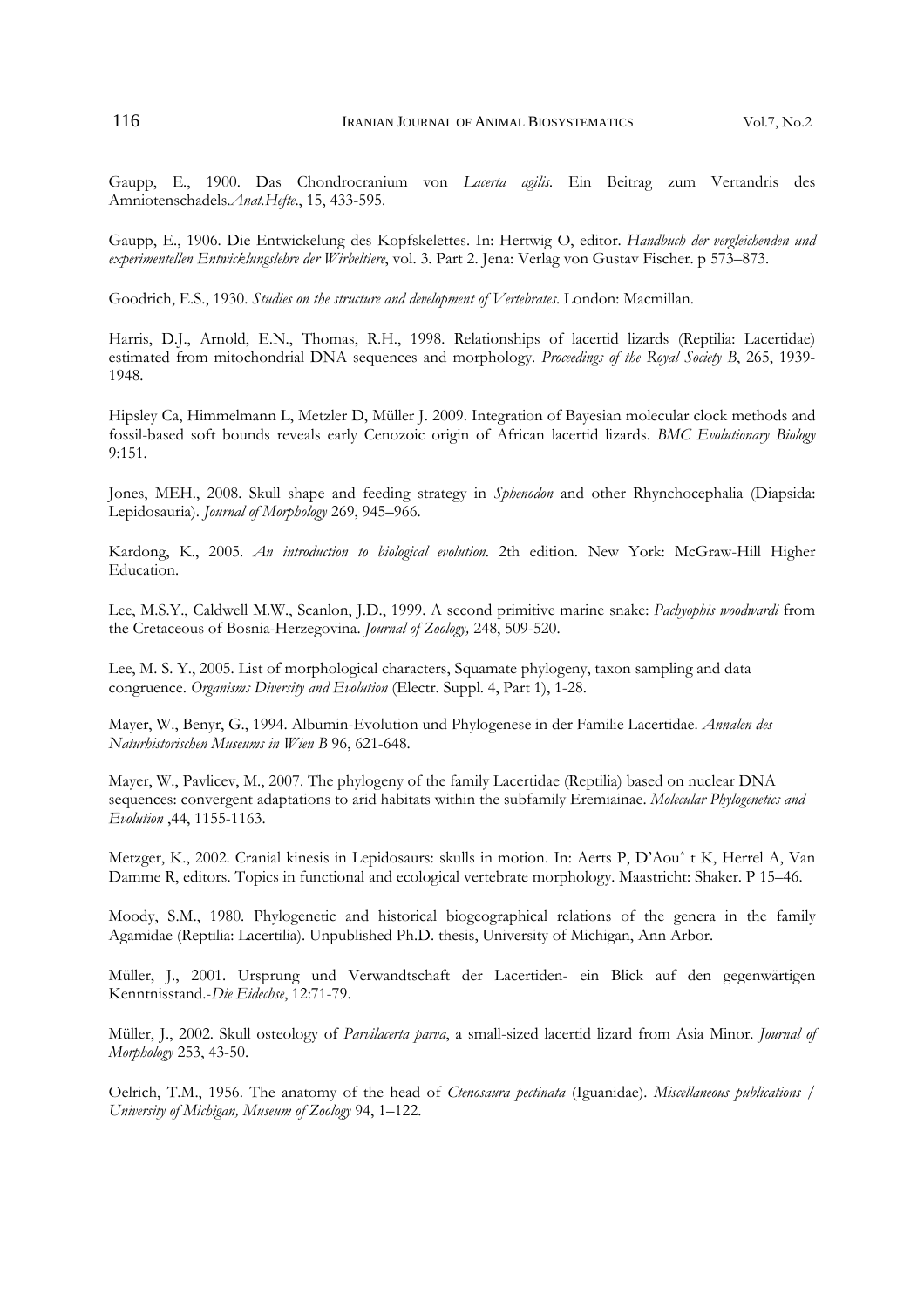Gaupp, E., 1900. Das Chondrocranium von *Lacerta agilis*. Ein Beitrag zum Vertandris des Amniotenschadels.*Anat.Hefte*., 15, 433-595.

Gaupp, E., 1906. Die Entwickelung des Kopfskelettes. In: Hertwig O, editor. *Handbuch der vergleichenden und experimentellen Entwicklungslehre der Wirbeltiere*, vol. 3. Part 2. Jena: Verlag von Gustav Fischer. p 573–873.

Goodrich, E.S., 1930. *Studies on the structure and development of Vertebrates*. London: Macmillan.

Harris, D.J., Arnold, E.N., Thomas, R.H., 1998. Relationships of lacertid lizards (Reptilia: Lacertidae) estimated from mitochondrial DNA sequences and morphology. *Proceedings of the Royal Society B*, 265, 1939-1948.

Hipsley Ca, Himmelmann L, Metzler D, Müller J. 2009. Integration of Bayesian molecular clock methods and fossil-based soft bounds reveals early Cenozoic origin of African lacertid lizards. *BMC Evolutionary Biology* 9:151.

Jones, MEH., 2008. Skull shape and feeding strategy in *Sphenodon* and other Rhynchocephalia (Diapsida: Lepidosauria). *Journal of Morphology* 269, 945–966.

Kardong, K., 2005. *An introduction to biological evolution*. 2th edition. New York: McGraw-Hill Higher Education.

Lee, M.S.Y., Caldwell M.W., Scanlon, J.D., 1999. A second primitive marine snake: *Pachyophis woodwardi* from the Cretaceous of Bosnia-Herzegovina. *Journal of Zoology,* 248, 509-520.

Lee, M. S. Y., 2005. List of morphological characters, Squamate phylogeny, taxon sampling and data congruence. *Organisms Diversity and Evolution* (Electr. Suppl. 4, Part 1), 1-28.

Mayer, W., Benyr, G., 1994. Albumin-Evolution und Phylogenese in der Familie Lacertidae. *Annalen des Naturhistorischen Museums in Wien B* 96, 621-648.

Mayer, W., Pavlicev, M., 2007. The phylogeny of the family Lacertidae (Reptilia) based on nuclear DNA sequences: convergent adaptations to arid habitats within the subfamily Eremiainae. *Molecular Phylogenetics and Evolution* ,44, 1155-1163.

Metzger, K., 2002. Cranial kinesis in Lepidosaurs: skulls in motion. In: Aerts P, D'Aouˆ t K, Herrel A, Van Damme R, editors. Topics in functional and ecological vertebrate morphology. Maastricht: Shaker. P 15–46.

Moody, S.M., 1980. Phylogenetic and historical biogeographical relations of the genera in the family Agamidae (Reptilia: Lacertilia). Unpublished Ph.D. thesis, University of Michigan, Ann Arbor.

Müller, J., 2001. Ursprung und Verwandtschaft der Lacertiden- ein Blick auf den gegenwärtigen Kenntnisstand.-*Die Eidechse*, 12:71-79.

Müller, J., 2002. Skull osteology of *Parvilacerta parva*, a small-sized lacertid lizard from Asia Minor. *Journal of Morphology* 253, 43-50.

Oelrich, T.M., 1956. The anatomy of the head of *Ctenosaura pectinata* (Iguanidae). *Miscellaneous publications / University of Michigan, Museum of Zoology* 94, 1–122.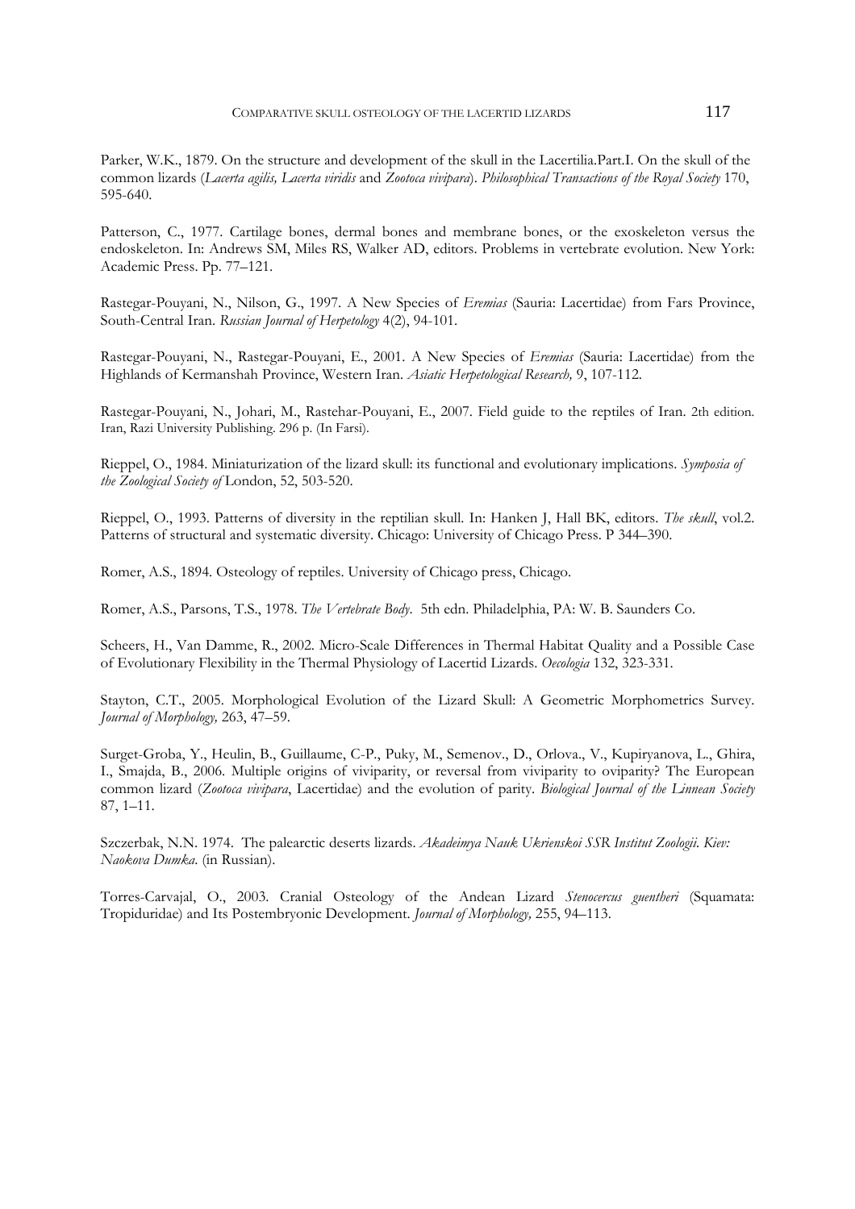Parker, W.K., 1879. On the structure and development of the skull in the Lacertilia.Part.I. On the skull of the common lizards (*Lacerta agilis, Lacerta viridis* and *Zootoca vivipara*). *Philosophical Transactions of the Royal Society* 170, 595-640.

Patterson, C., 1977. Cartilage bones, dermal bones and membrane bones, or the exoskeleton versus the endoskeleton. In: Andrews SM, Miles RS, Walker AD, editors. Problems in vertebrate evolution. New York: Academic Press. Pp. 77–121.

Rastegar-Pouyani, N., Nilson, G., 1997. A New Species of *Eremias* (Sauria: Lacertidae) from Fars Province, South-Central Iran. *Russian Journal of Herpetology* 4(2), 94-101.

Rastegar-Pouyani, N., Rastegar-Pouyani, E., 2001. A New Species of *Eremias* (Sauria: Lacertidae) from the Highlands of Kermanshah Province, Western Iran. *Asiatic Herpetological Research,* 9, 107-112.

Rastegar-Pouyani, N., Johari, M., Rastehar-Pouyani, E., 2007. Field guide to the reptiles of Iran. 2th edition. Iran, Razi University Publishing. 296 p. (In Farsi).

Rieppel, O., 1984. Miniaturization of the lizard skull: its functional and evolutionary implications. *Symposia of the Zoological Society of* London, 52, 503-520.

Rieppel, O., 1993. Patterns of diversity in the reptilian skull. In: Hanken J, Hall BK, editors. *The skull*, vol.2. Patterns of structural and systematic diversity. Chicago: University of Chicago Press. P 344–390.

Romer, A.S., 1894. Osteology of reptiles. University of Chicago press, Chicago.

Romer, A.S., Parsons, T.S., 1978. *The Vertebrate Body*. 5th edn. Philadelphia, PA: W. B. Saunders Co.

Scheers, H., Van Damme, R., 2002. Micro-Scale Differences in Thermal Habitat Quality and a Possible Case of Evolutionary Flexibility in the Thermal Physiology of Lacertid Lizards. *Oecologia* 132, 323-331.

Stayton, C.T., 2005. Morphological Evolution of the Lizard Skull: A Geometric Morphometrics Survey. *Journal of Morphology,* 263, 47–59.

Surget-Groba, Y., Heulin, B., Guillaume, C-P., Puky, M., Semenov., D., Orlova., V., Kupiryanova, L., Ghira, I., Smajda, B., 2006. Multiple origins of viviparity, or reversal from viviparity to oviparity? The European common lizard (*Zootoca vivipara*, Lacertidae) and the evolution of parity. *Biological Journal of the Linnean Society* 87, 1–11.

Szczerbak, N.N. 1974. The palearctic deserts lizards. *Akadeimya Nauk Ukrienskoi SSR Institut Zoologii. Kiev: Naokova Dumka.* (in Russian).

Torres-Carvajal, O., 2003. Cranial Osteology of the Andean Lizard *Stenocercus guentheri* (Squamata: Tropiduridae) and Its Postembryonic Development. *Journal of Morphology,* 255, 94–113.